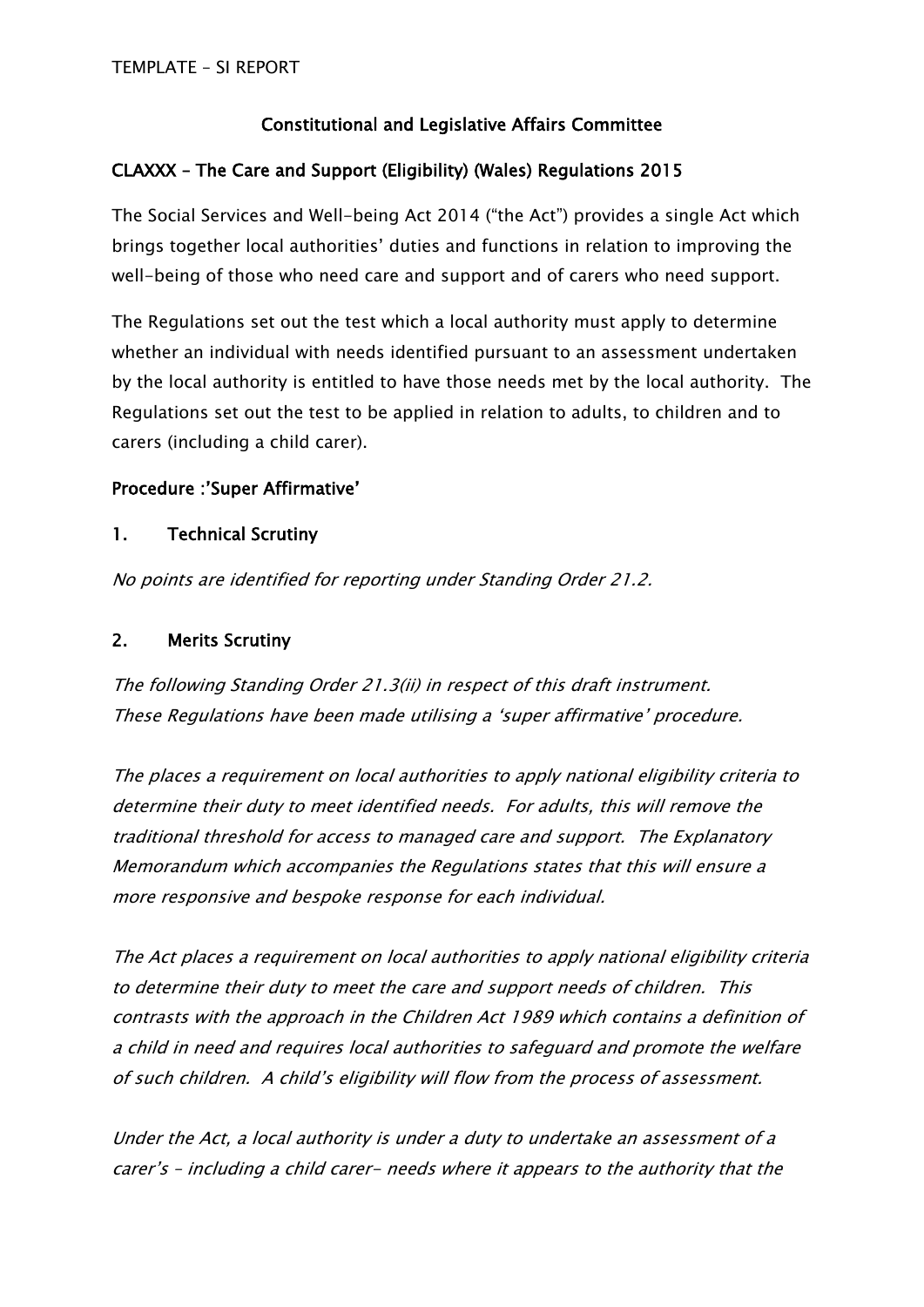TEMPLATE – SI REPORT

**Constitutional and Legislative Affairs Committee**

**CLAXXX – The Care and Support (Eligibility) (Wales) Regulations 2015**

The Social Services and Well-being Act 2014 ("the Act") provides a single Act which brings together local authorities' duties and functions in relation to improving the well-being of those who need care and support and of carers who need support.

The Regulations set out the test which a local authority must apply to determine whether an individual with needs identified pursuant to an assessment undertaken by the local authority is entitled to have those needs met by the local authority. The Regulations set out the test to be applied in relation to adults, to children and to carers (including a child carer).

**Procedure :'Super Affirmative'**

**1. Technical Scrutiny**

*No points are identified for reporting under Standing Order 21.2.*

**2. Merits Scrutiny**

*The following Standing Order 21.3(ii) in respect of this draft instrument.*
*These Regulations have been made utilising a 'super affirmative' procedure.*

*The places a requirement on local authorities to apply national eligibility criteria to determine their duty to meet identified needs. For adults, this will remove the traditional threshold for access to managed care and support. The Explanatory Memorandum which accompanies the Regulations states that this will ensure a more responsive and bespoke response for each individual.*

*The Act places a requirement on local authorities to apply national eligibility criteria to determine their duty to meet the care and support needs of children. This contrasts with the approach in the Children Act 1989 which contains a definition of a child in need and requires local authorities to safeguard and promote the welfare of such children. A child's eligibility will flow from the process of assessment.*

*Under the Act, a local authority is under a duty to undertake an assessment of a carer's – including a child carer- needs where it appears to the authority that the*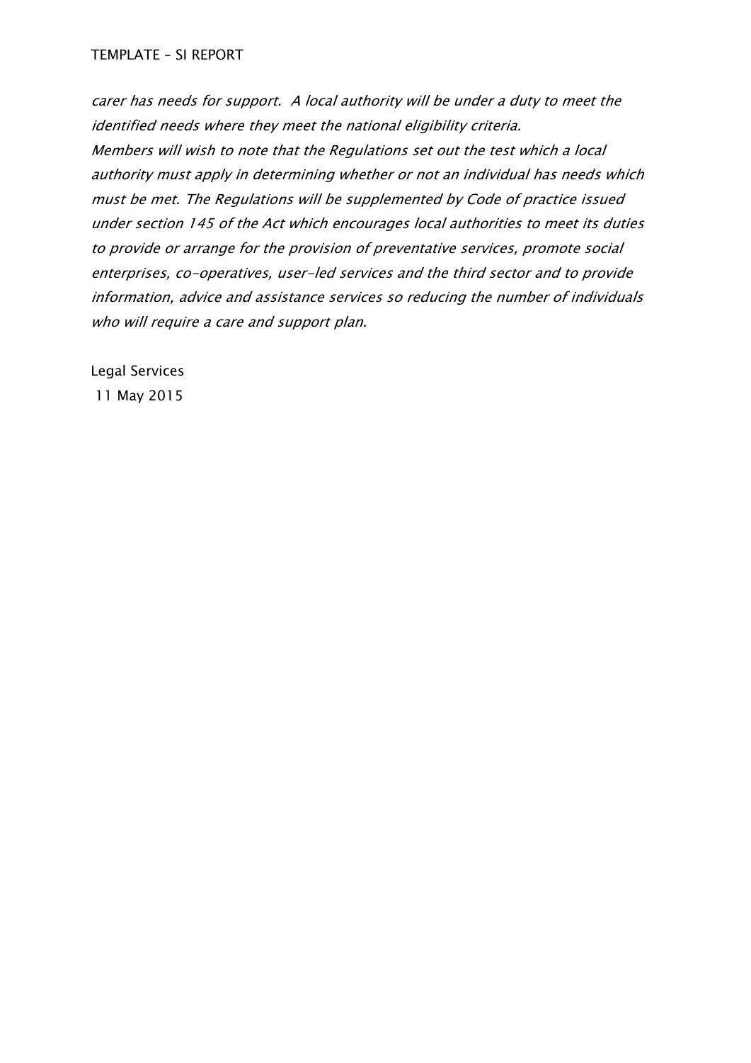*carer has needs for support. A local authority will be under a duty to meet the identified needs where they meet the national eligibility criteria.*
*Members will wish to note that the Regulations set out the test which a local authority must apply in determining whether or not an individual has needs which must be met. The Regulations will be supplemented by Code of practice issued under section 145 of the Act which encourages local authorities to meet its duties to provide or arrange for the provision of preventative services, promote social enterprises, co-operatives, user-led services and the third sector and to provide information, advice and assistance services so reducing the number of individuals who will require a care and support plan.*

Legal Services
11 May 2015